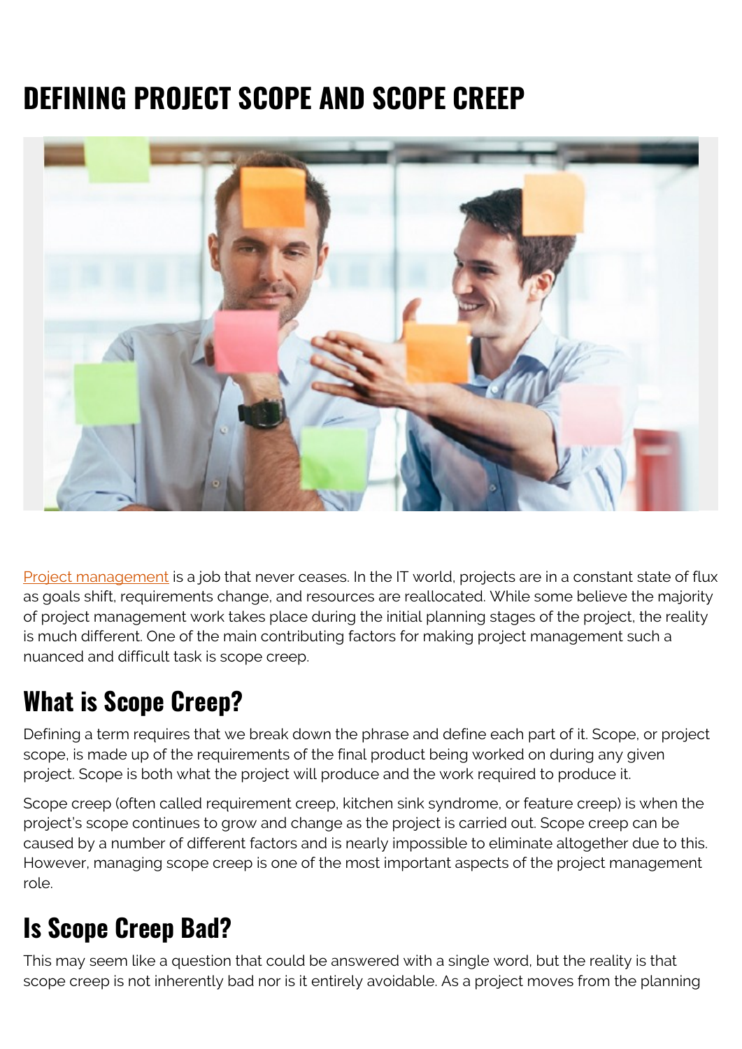# DEFINING PROJECT SCOPE AND SCOPE CREEP

[Project management](#) is a job that never ceases. In the IT world, projects are in a constant state of flux as goals shift, requirements change, and resources are reallocated. While some believe the majority of project management work takes place during the initial planning stages of the project, the reality is much different. One of the main contributing factors for making project management such a nuanced and difficult task is scope creep.

## What is Scope Creep?

Defining a term requires that we break down the phrase and define each part of it. Scope, or project scope, is made up of the requirements of the final product being worked on during any given project. Scope is both what the project will produce and the work required to produce it.

Scope creep (often called requirement creep, kitchen sink syndrome, or feature creep) is when the project's scope continues to grow and change as the project is carried out. Scope creep can be caused by a number of different factors and is nearly impossible to eliminate altogether due to this. However, managing scope creep is one of the most important aspects of the project management role.

## Is Scope Creep Bad?

This may seem like a question that could be answered with a single word, but the reality is that scope creep is not inherently bad nor is it entirely avoidable. As a project moves from the planning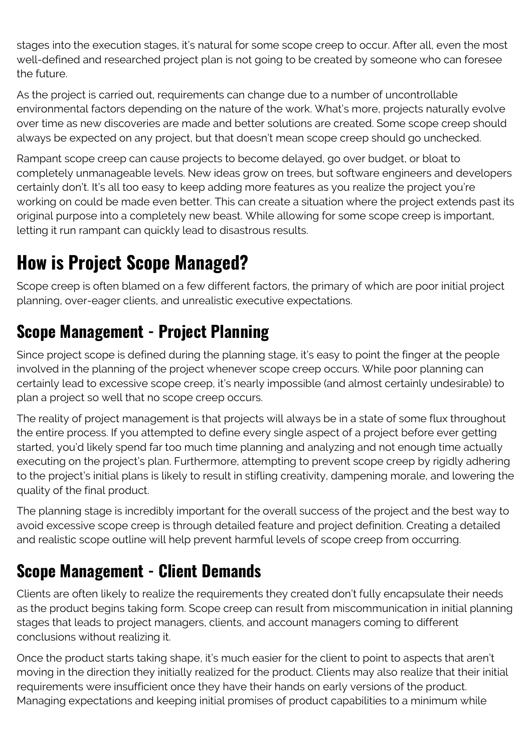stages into the execution stages, it's natural for some scope creep to occur. After all, even the most well-defined and researched project plan is not going to be created by someone who can foresee the future.

As the project is carried out, requirements can change due to a number of uncontrollable environmental factors depending on the nature of the work. What's more, projects naturally evolve over time as new discoveries are made and better solutions are created. Some scope creep should always be expected on any project, but that doesn't mean scope creep should go unchecked.

Rampant scope creep can cause projects to become delayed, go over budget, or bloat to completely unmanageable levels. New ideas grow on trees, but software engineers and developers certainly don't. It's all too easy to keep adding more features as you realize the project you're working on could be made even better. This can create a situation where the project extends past its original purpose into a completely new beast. While allowing for some scope creep is important, letting it run rampant can quickly lead to disastrous results.

# How is Project Scope Managed?

Scope creep is often blamed on a few different factors, the primary of which are poor initial project planning, over-eager clients, and unrealistic executive expectations.

## Scope Management - Project Planning

Since project scope is defined during the planning stage, it's easy to point the finger at the people involved in the planning of the project whenever scope creep occurs. While poor planning can certainly lead to excessive scope creep, it's nearly impossible (and almost certainly undesirable) to plan a project so well that no scope creep occurs.

The reality of project management is that projects will always be in a state of some flux throughout the entire process. If you attempted to define every single aspect of a project before ever getting started, you'd likely spend far too much time planning and analyzing and not enough time actually executing on the project's plan. Furthermore, attempting to prevent scope creep by rigidly adhering to the project's initial plans is likely to result in stifling creativity, dampening morale, and lowering the quality of the final product.

The planning stage is incredibly important for the overall success of the project and the best way to avoid excessive scope creep is through detailed feature and project definition. Creating a detailed and realistic scope outline will help prevent harmful levels of scope creep from occurring.

## Scope Management - Client Demands

Clients are often likely to realize the requirements they created don't fully encapsulate their needs as the product begins taking form. Scope creep can result from miscommunication in initial planning stages that leads to project managers, clients, and account managers coming to different conclusions without realizing it.

Once the product starts taking shape, it's much easier for the client to point to aspects that aren't moving in the direction they initially realized for the product. Clients may also realize that their initial requirements were insufficient once they have their hands on early versions of the product. Managing expectations and keeping initial promises of product capabilities to a minimum while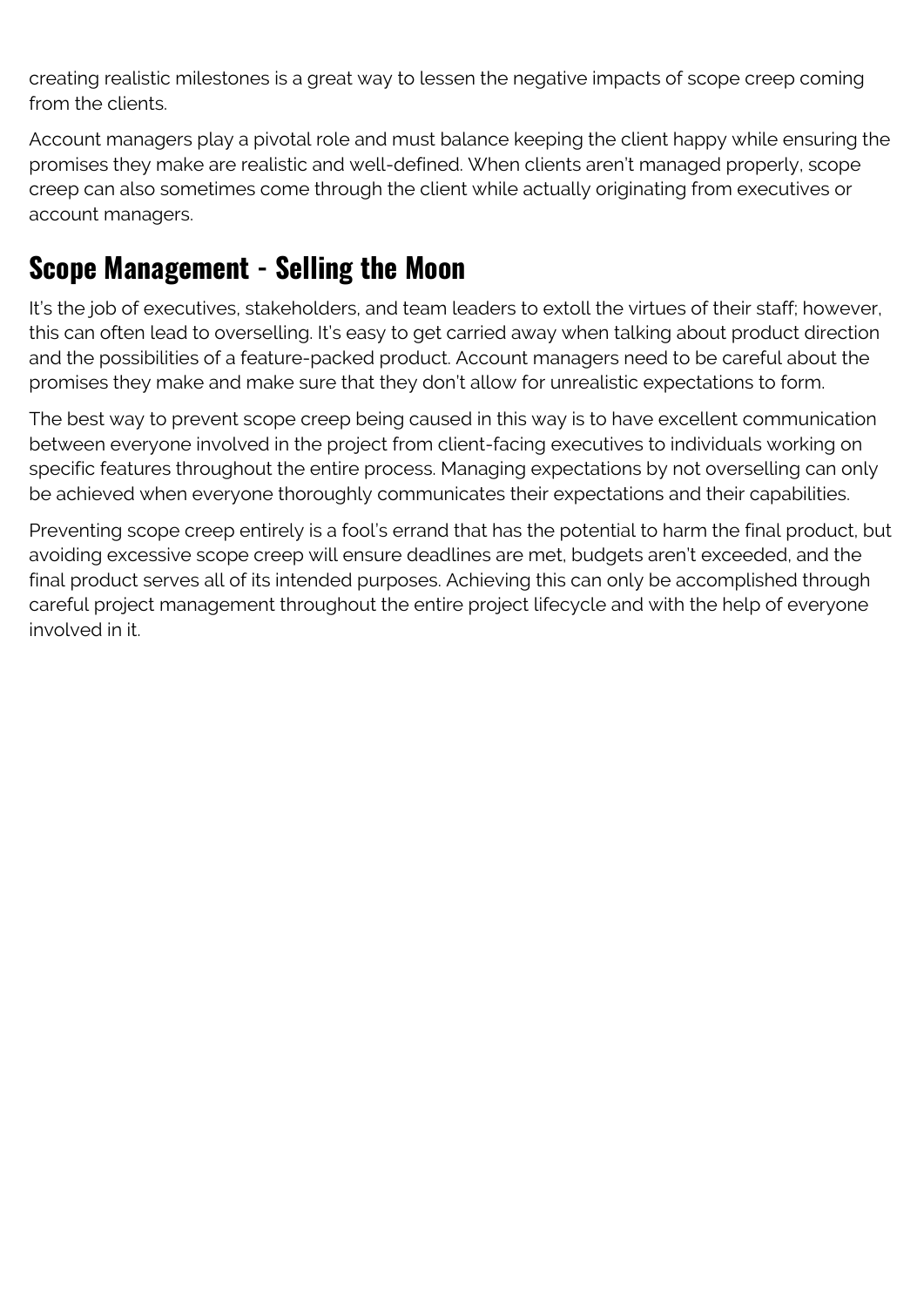creating realistic milestones is a great way to lessen the negative impacts of scope creep coming from the clients.

Account managers play a pivotal role and must balance keeping the client happy while ensuring the promises they make are realistic and well-defined. When clients aren't managed properly, scope creep can also sometimes come through the client while actually originating from executives or account managers.

## Scope Management - Selling the Moon

It's the job of executives, stakeholders, and team leaders to extoll the virtues of their staff; however, this can often lead to overselling. It's easy to get carried away when talking about product direction and the possibilities of a feature-packed product. Account managers need to be careful about the promises they make and make sure that they don't allow for unrealistic expectations to form.

The best way to prevent scope creep being caused in this way is to have excellent communication between everyone involved in the project from client-facing executives to individuals working on specific features throughout the entire process. Managing expectations by not overselling can only be achieved when everyone thoroughly communicates their expectations and their capabilities.

Preventing scope creep entirely is a fool's errand that has the potential to harm the final product, but avoiding excessive scope creep will ensure deadlines are met, budgets aren't exceeded, and the final product serves all of its intended purposes. Achieving this can only be accomplished through careful project management throughout the entire project lifecycle and with the help of everyone involved in it.